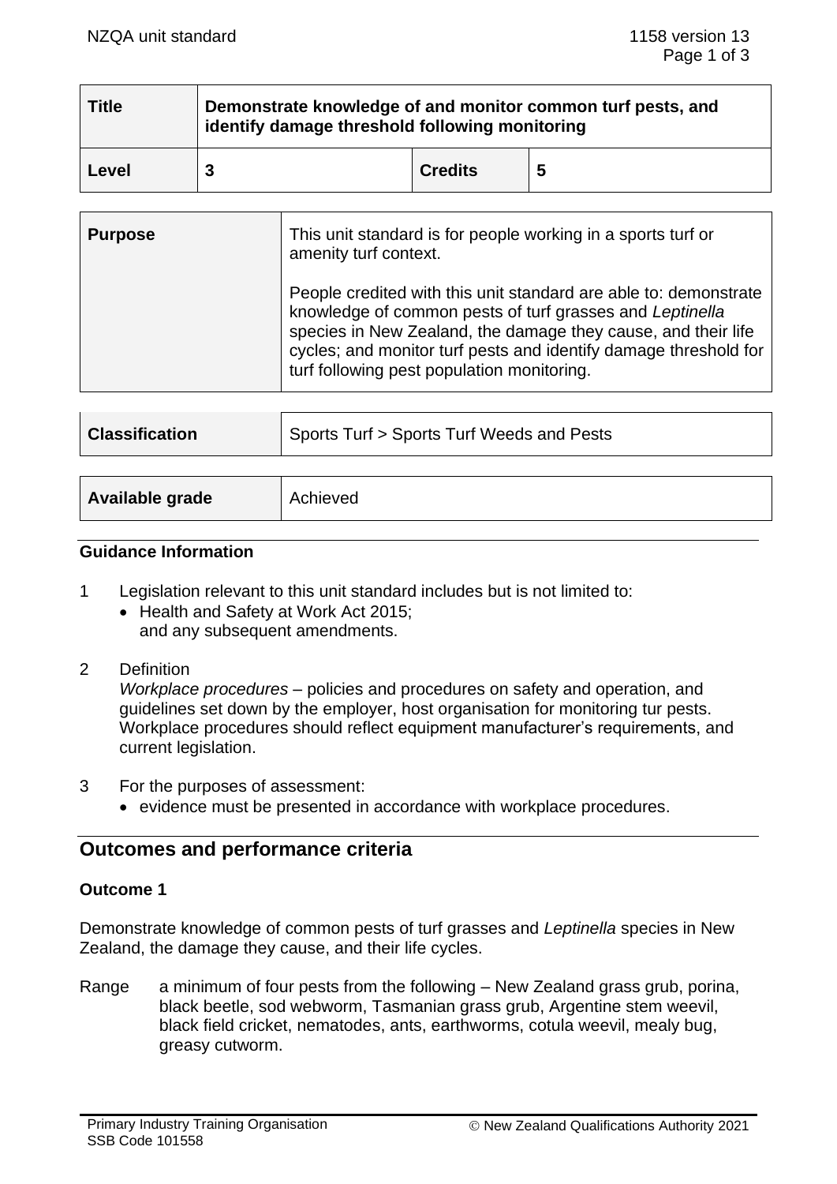| Title | Demonstrate knowledge of and monitor common turf pests, and identify damage threshold following monitoring | | |
|---|---|---|---|
| Level | 3 | Credits | 5 |

| Purpose | This unit standard is for people working in a sports turf or amenity turf context.<br><br>People credited with this unit standard are able to: demonstrate knowledge of common pests of turf grasses and *Leptinella* species in New Zealand, the damage they cause, and their life cycles; and monitor turf pests and identify damage threshold for turf following pest population monitoring. |
|---|---|

| Classification | Sports Turf > Sports Turf Weeds and Pests |
|---|---|

| Available grade | Achieved |
|---|---|

### Guidance Information

1 Legislation relevant to this unit standard includes but is not limited to:
- Health and Safety at Work Act 2015;

  and any subsequent amendments.

2 Definition

*Workplace procedures* – policies and procedures on safety and operation, and guidelines set down by the employer, host organisation for monitoring tur pests. Workplace procedures should reflect equipment manufacturer's requirements, and current legislation.

3 For the purposes of assessment:
- evidence must be presented in accordance with workplace procedures.

## Outcomes and performance criteria

### Outcome 1

Demonstrate knowledge of common pests of turf grasses and *Leptinella* species in New Zealand, the damage they cause, and their life cycles.

Range a minimum of four pests from the following – New Zealand grass grub, porina, black beetle, sod webworm, Tasmanian grass grub, Argentine stem weevil, black field cricket, nematodes, ants, earthworms, cotula weevil, mealy bug, greasy cutworm.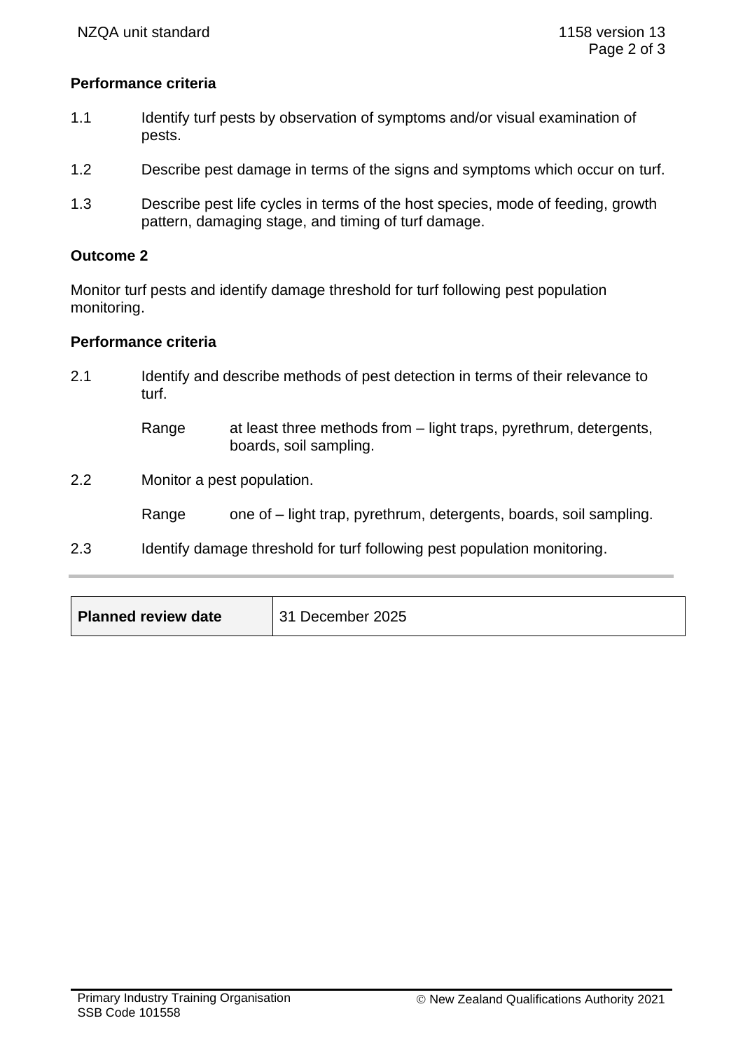**Performance criteria**

1.1 Identify turf pests by observation of symptoms and/or visual examination of pests.

1.2 Describe pest damage in terms of the signs and symptoms which occur on turf.

1.3 Describe pest life cycles in terms of the host species, mode of feeding, growth pattern, damaging stage, and timing of turf damage.

**Outcome 2**

Monitor turf pests and identify damage threshold for turf following pest population monitoring.

**Performance criteria**

2.1 Identify and describe methods of pest detection in terms of their relevance to turf.

Range at least three methods from – light traps, pyrethrum, detergents, boards, soil sampling.

2.2 Monitor a pest population.

Range one of – light trap, pyrethrum, detergents, boards, soil sampling.

2.3 Identify damage threshold for turf following pest population monitoring.

| **Planned review date** | 31 December 2025 |
|---|---|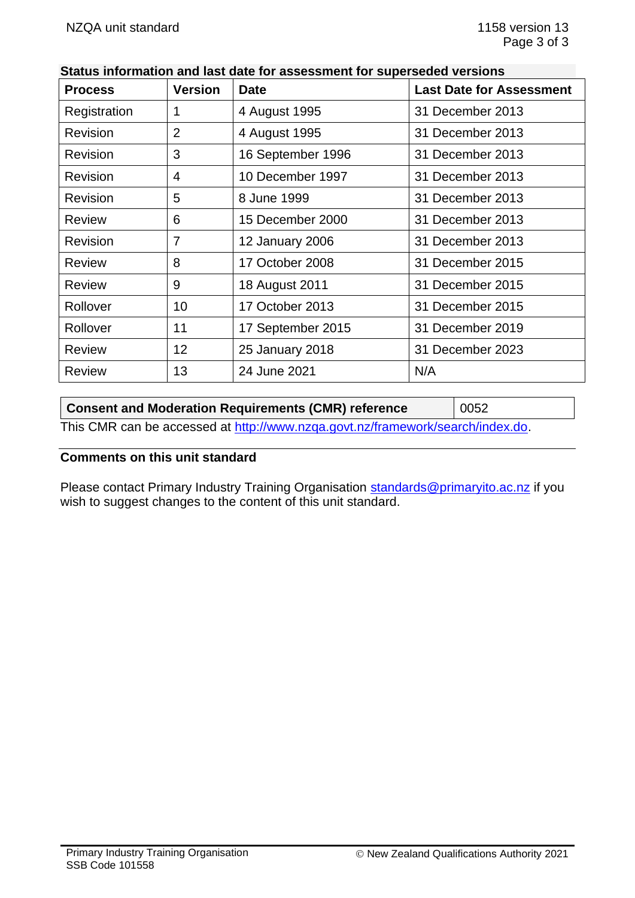**Status information and last date for assessment for superseded versions**

| Process | Version | Date | Last Date for Assessment |
|---|---|---|---|
| Registration | 1 | 4 August 1995 | 31 December 2013 |
| Revision | 2 | 4 August 1995 | 31 December 2013 |
| Revision | 3 | 16 September 1996 | 31 December 2013 |
| Revision | 4 | 10 December 1997 | 31 December 2013 |
| Revision | 5 | 8 June 1999 | 31 December 2013 |
| Review | 6 | 15 December 2000 | 31 December 2013 |
| Revision | 7 | 12 January 2006 | 31 December 2013 |
| Review | 8 | 17 October 2008 | 31 December 2015 |
| Review | 9 | 18 August 2011 | 31 December 2015 |
| Rollover | 10 | 17 October 2013 | 31 December 2015 |
| Rollover | 11 | 17 September 2015 | 31 December 2019 |
| Review | 12 | 25 January 2018 | 31 December 2023 |
| Review | 13 | 24 June 2021 | N/A |

| **Consent and Moderation Requirements (CMR) reference** | 0052 |
|---|---|

This CMR can be accessed at http://www.nzqa.govt.nz/framework/search/index.do.

**Comments on this unit standard**

Please contact Primary Industry Training Organisation standards@primaryito.ac.nz if you wish to suggest changes to the content of this unit standard.